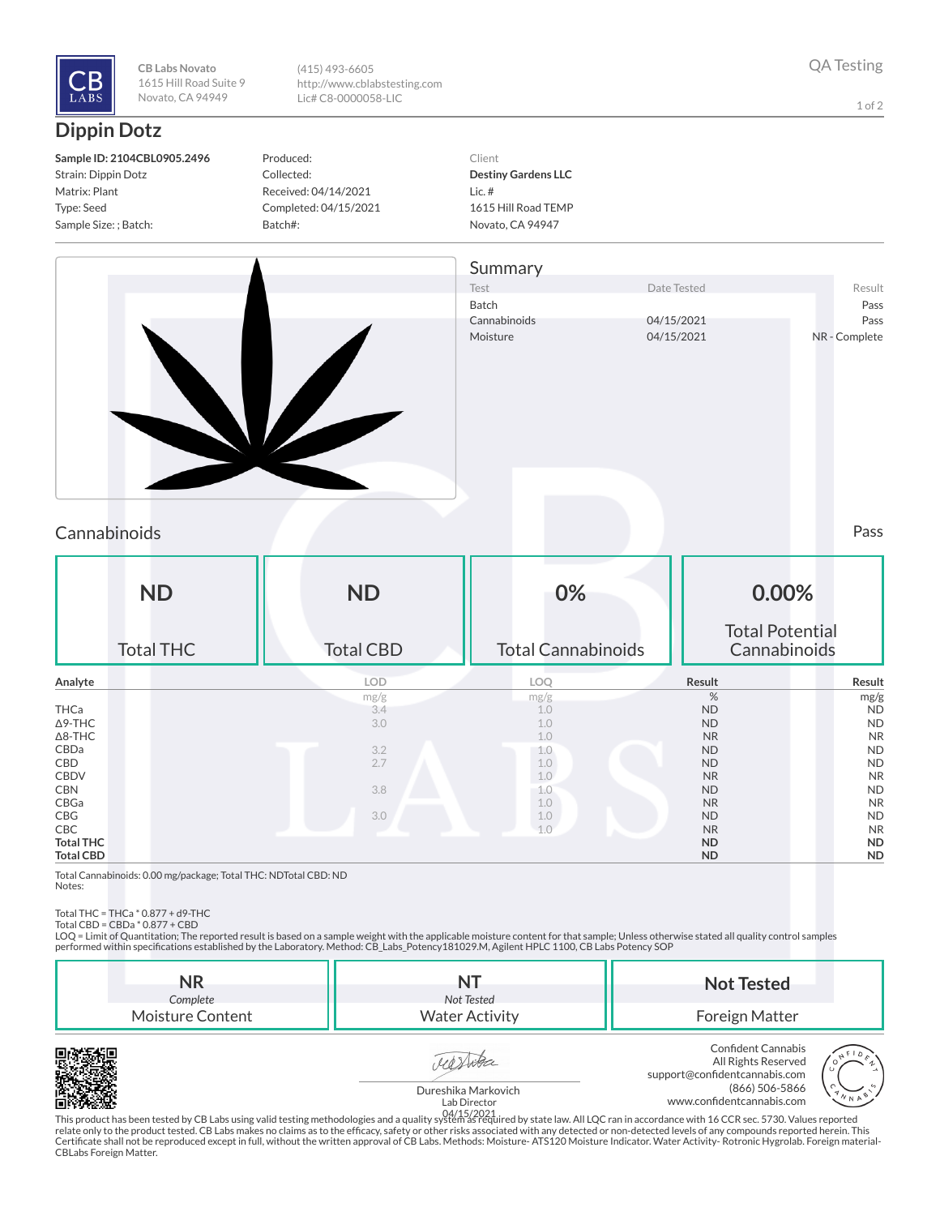CB LABS

**CB Labs Novato**
1615 Hill Road Suite 9
Novato, CA 94949

(415) 493-6605
http://www.cblabstesting.com
Lic# C8-0000058-LIC

QA Testing

# Dippin Dotz

**Sample ID: 2104CBL0905.2496**
Strain: Dippin Dotz
Matrix: Plant
Type: Seed
Sample Size: ; Batch:

Produced:
Collected:
Received: 04/14/2021
Completed: 04/15/2021
Batch#:

Client
**Destiny Gardens LLC**
Lic. #
1615 Hill Road TEMP
Novato, CA 94947

## Summary

| Test | Date Tested | Result |
|---|---|---|
| Batch | | Pass |
| Cannabinoids | 04/15/2021 | Pass |
| Moisture | 04/15/2021 | NR - Complete |

## Cannabinoids

Pass

| ND | ND | 0% | 0.00% |
|---|---|---|---|
| Total THC | Total CBD | Total Cannabinoids | Total Potential Cannabinoids |

| Analyte | LOD | LOQ | Result | Result |
|---|---|---|---|---|
| | mg/g | mg/g | % | mg/g |
| THCa | 3.4 | 1.0 | ND | ND |
| Δ9-THC | 3.0 | 1.0 | ND | ND |
| Δ8-THC | | 1.0 | NR | NR |
| CBDa | 3.2 | 1.0 | ND | ND |
| CBD | 2.7 | 1.0 | ND | ND |
| CBDV | | 1.0 | NR | NR |
| CBN | 3.8 | 1.0 | ND | ND |
| CBGa | | 1.0 | NR | NR |
| CBG | 3.0 | 1.0 | ND | ND |
| CBC | | 1.0 | NR | NR |
| **Total THC** | | | **ND** | **ND** |
| **Total CBD** | | | **ND** | **ND** |

Total Cannabinoids: 0.00 mg/package; Total THC: NDTotal CBD: ND
Notes:

Total THC = THCa * 0.877 + d9-THC
Total CBD = CBDa * 0.877 + CBD
LOQ = Limit of Quantitation; The reported result is based on a sample weight with the applicable moisture content for that sample; Unless otherwise stated all quality control samples performed within specifications established by the Laboratory. Method: CB_Labs_Potency181029.M, Agilent HPLC 1100, CB Labs Potency SOP

| **NR** *Complete* | **NT** *Not Tested* | **Not Tested** |
|---|---|---|
| Moisture Content | Water Activity | Foreign Matter |

Dureshika Markovich
Lab Director
04/15/2021

Confident Cannabis
All Rights Reserved
support@confidentcannabis.com
(866) 506-5866
www.confidentcannabis.com

This product has been tested by CB Labs using valid testing methodologies and a quality system as required by state law. All LQC ran in accordance with 16 CCR sec. 5730. Values reported relate only to the product tested. CB Labs makes no claims as to the efficacy, safety or other risks associated with any detected or non-detected levels of any compounds reported herein. This Certificate shall not be reproduced except in full, without the written approval of CB Labs. Methods: Moisture- ATS120 Moisture Indicator. Water Activity- Rotronic Hygrolab. Foreign material- CBLabs Foreign Matter.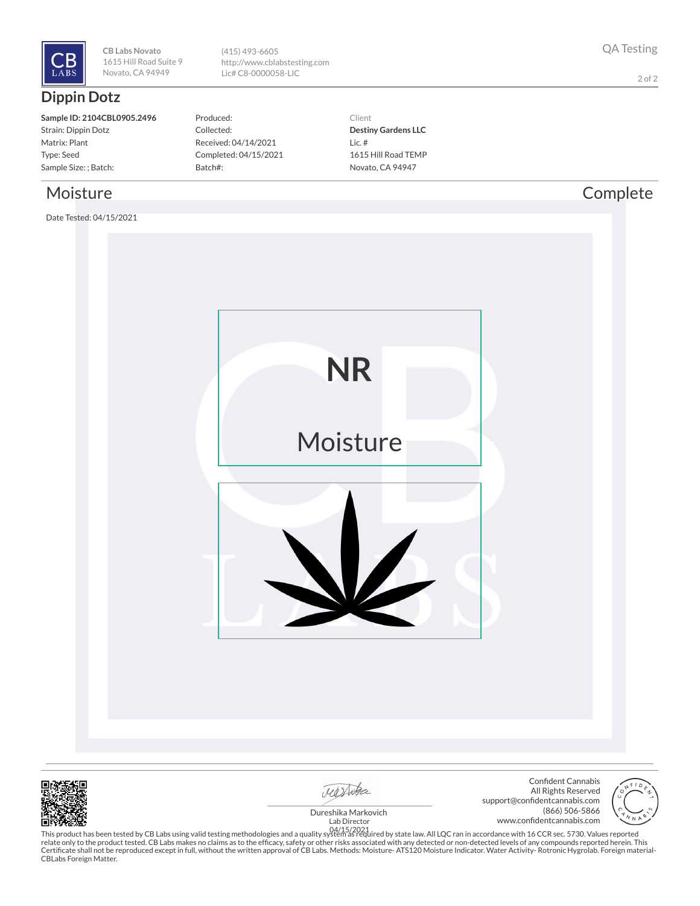CB Labs Novato
1615 Hill Road Suite 9
Novato, CA 94949

(415) 493-6605
http://www.cblabstesting.com
Lic# C8-0000058-LIC

QA Testing

# Dippin Dotz

**Sample ID: 2104CBL0905.2496**
Strain: Dippin Dotz
Matrix: Plant
Type: Seed
Sample Size: ; Batch:

Produced:
Collected:
Received: 04/14/2021
Completed: 04/15/2021
Batch#:

Client
**Destiny Gardens LLC**
Lic. #
1615 Hill Road TEMP
Novato, CA 94947

## Moisture

Complete

Date Tested: 04/15/2021

**NR**

Moisture

Dureshika Markovich
Lab Director
04/15/2021

Confident Cannabis
All Rights Reserved
support@confidentcannabis.com
(866) 506-5866
www.confidentcannabis.com

This product has been tested by CB Labs using valid testing methodologies and a quality system as required by state law. All LQC ran in accordance with 16 CCR sec. 5730. Values reported relate only to the product tested. CB Labs makes no claims as to the efficacy, safety or other risks associated with any detected or non-detected levels of any compounds reported herein. This Certificate shall not be reproduced except in full, without the written approval of CB Labs. Methods: Moisture- ATS120 Moisture Indicator. Water Activity- Rotronic Hygrolab. Foreign material- CBLabs Foreign Matter.